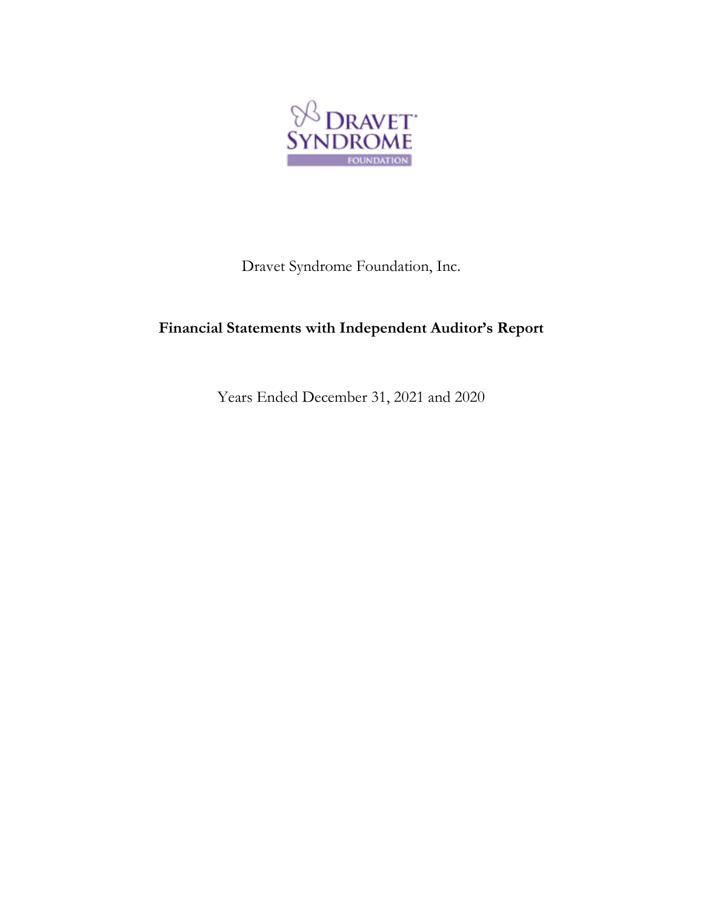Dravet Syndrome Foundation, Inc.

**Financial Statements with Independent Auditor's Report**

Years Ended December 31, 2021 and 2020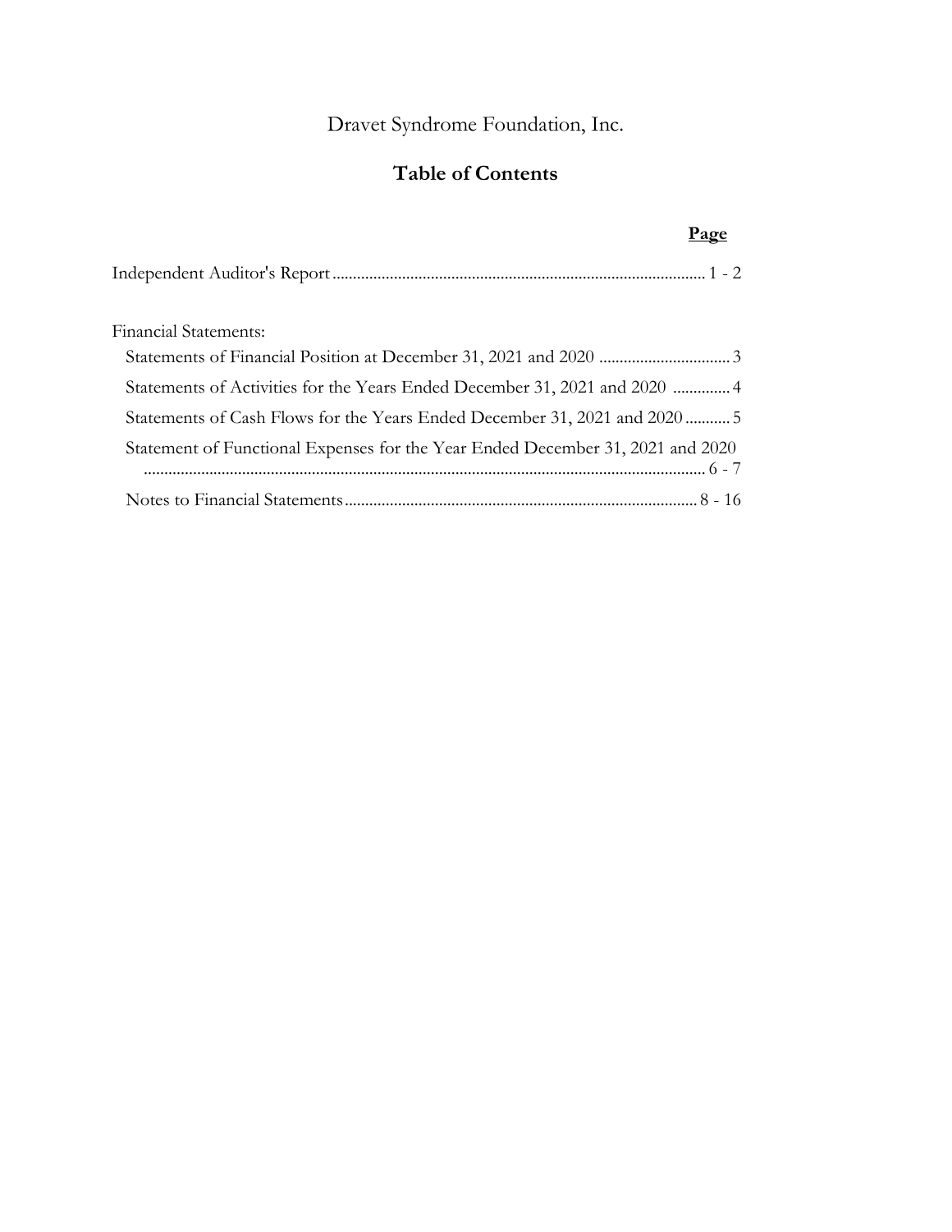# Dravet Syndrome Foundation, Inc.

## Table of Contents

| | Page |
|---|---|
| Independent Auditor's Report | 1 - 2 |
| Financial Statements: | |
| Statements of Financial Position at December 31, 2021 and 2020 | 3 |
| Statements of Activities for the Years Ended December 31, 2021 and 2020 | 4 |
| Statements of Cash Flows for the Years Ended December 31, 2021 and 2020 | 5 |
| Statement of Functional Expenses for the Year Ended December 31, 2021 and 2020 | 6 - 7 |
| Notes to Financial Statements | 8 - 16 |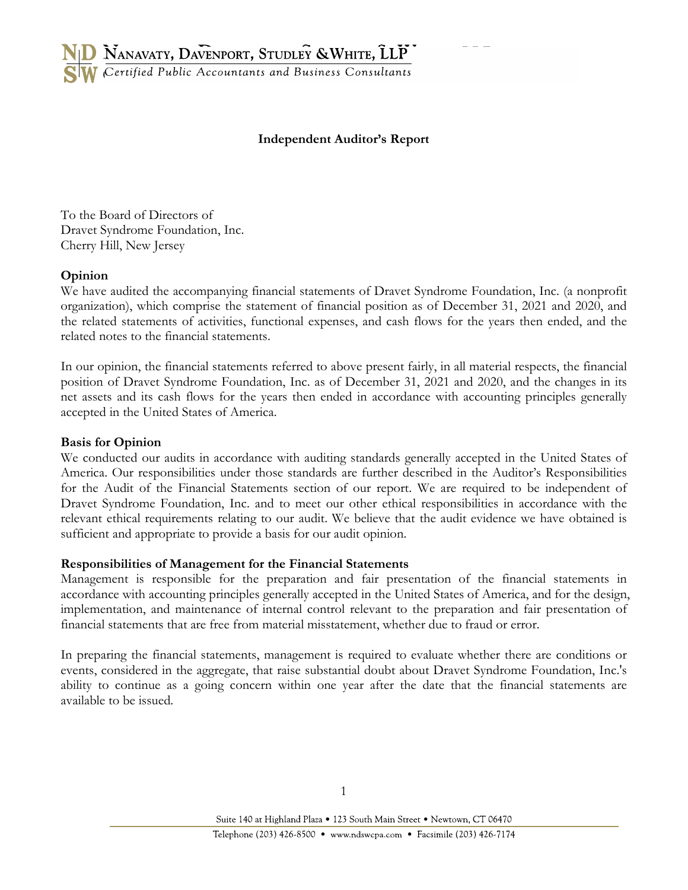# Independent Auditor's Report

To the Board of Directors of
Dravet Syndrome Foundation, Inc.
Cherry Hill, New Jersey

**Opinion**

We have audited the accompanying financial statements of Dravet Syndrome Foundation, Inc. (a nonprofit organization), which comprise the statement of financial position as of December 31, 2021 and 2020, and the related statements of activities, functional expenses, and cash flows for the years then ended, and the related notes to the financial statements.

In our opinion, the financial statements referred to above present fairly, in all material respects, the financial position of Dravet Syndrome Foundation, Inc. as of December 31, 2021 and 2020, and the changes in its net assets and its cash flows for the years then ended in accordance with accounting principles generally accepted in the United States of America.

**Basis for Opinion**

We conducted our audits in accordance with auditing standards generally accepted in the United States of America. Our responsibilities under those standards are further described in the Auditor's Responsibilities for the Audit of the Financial Statements section of our report. We are required to be independent of Dravet Syndrome Foundation, Inc. and to meet our other ethical responsibilities in accordance with the relevant ethical requirements relating to our audit. We believe that the audit evidence we have obtained is sufficient and appropriate to provide a basis for our audit opinion.

**Responsibilities of Management for the Financial Statements**

Management is responsible for the preparation and fair presentation of the financial statements in accordance with accounting principles generally accepted in the United States of America, and for the design, implementation, and maintenance of internal control relevant to the preparation and fair presentation of financial statements that are free from material misstatement, whether due to fraud or error.

In preparing the financial statements, management is required to evaluate whether there are conditions or events, considered in the aggregate, that raise substantial doubt about Dravet Syndrome Foundation, Inc.'s ability to continue as a going concern within one year after the date that the financial statements are available to be issued.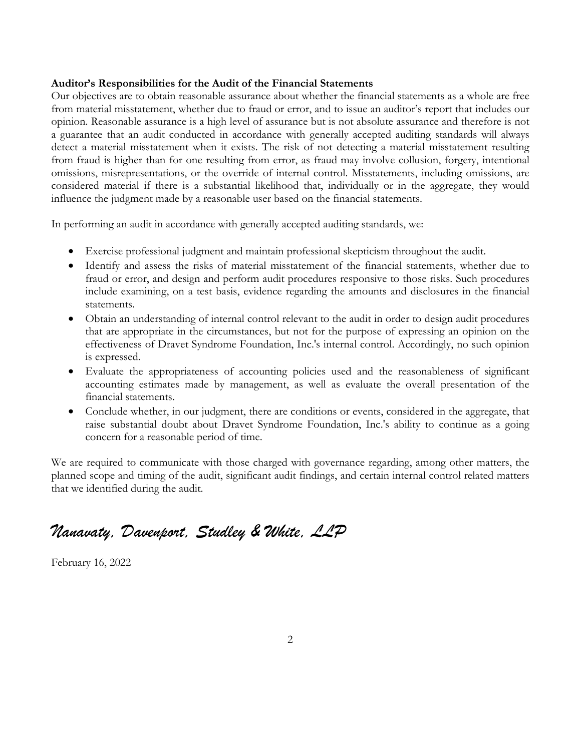**Auditor's Responsibilities for the Audit of the Financial Statements**

Our objectives are to obtain reasonable assurance about whether the financial statements as a whole are free from material misstatement, whether due to fraud or error, and to issue an auditor's report that includes our opinion. Reasonable assurance is a high level of assurance but is not absolute assurance and therefore is not a guarantee that an audit conducted in accordance with generally accepted auditing standards will always detect a material misstatement when it exists. The risk of not detecting a material misstatement resulting from fraud is higher than for one resulting from error, as fraud may involve collusion, forgery, intentional omissions, misrepresentations, or the override of internal control. Misstatements, including omissions, are considered material if there is a substantial likelihood that, individually or in the aggregate, they would influence the judgment made by a reasonable user based on the financial statements.

In performing an audit in accordance with generally accepted auditing standards, we:

- Exercise professional judgment and maintain professional skepticism throughout the audit.
- Identify and assess the risks of material misstatement of the financial statements, whether due to fraud or error, and design and perform audit procedures responsive to those risks. Such procedures include examining, on a test basis, evidence regarding the amounts and disclosures in the financial statements.
- Obtain an understanding of internal control relevant to the audit in order to design audit procedures that are appropriate in the circumstances, but not for the purpose of expressing an opinion on the effectiveness of Dravet Syndrome Foundation, Inc.'s internal control. Accordingly, no such opinion is expressed.
- Evaluate the appropriateness of accounting policies used and the reasonableness of significant accounting estimates made by management, as well as evaluate the overall presentation of the financial statements.
- Conclude whether, in our judgment, there are conditions or events, considered in the aggregate, that raise substantial doubt about Dravet Syndrome Foundation, Inc.'s ability to continue as a going concern for a reasonable period of time.

We are required to communicate with those charged with governance regarding, among other matters, the planned scope and timing of the audit, significant audit findings, and certain internal control related matters that we identified during the audit.

*Nanavaty, Davenport, Studley & White, LLP*

February 16, 2022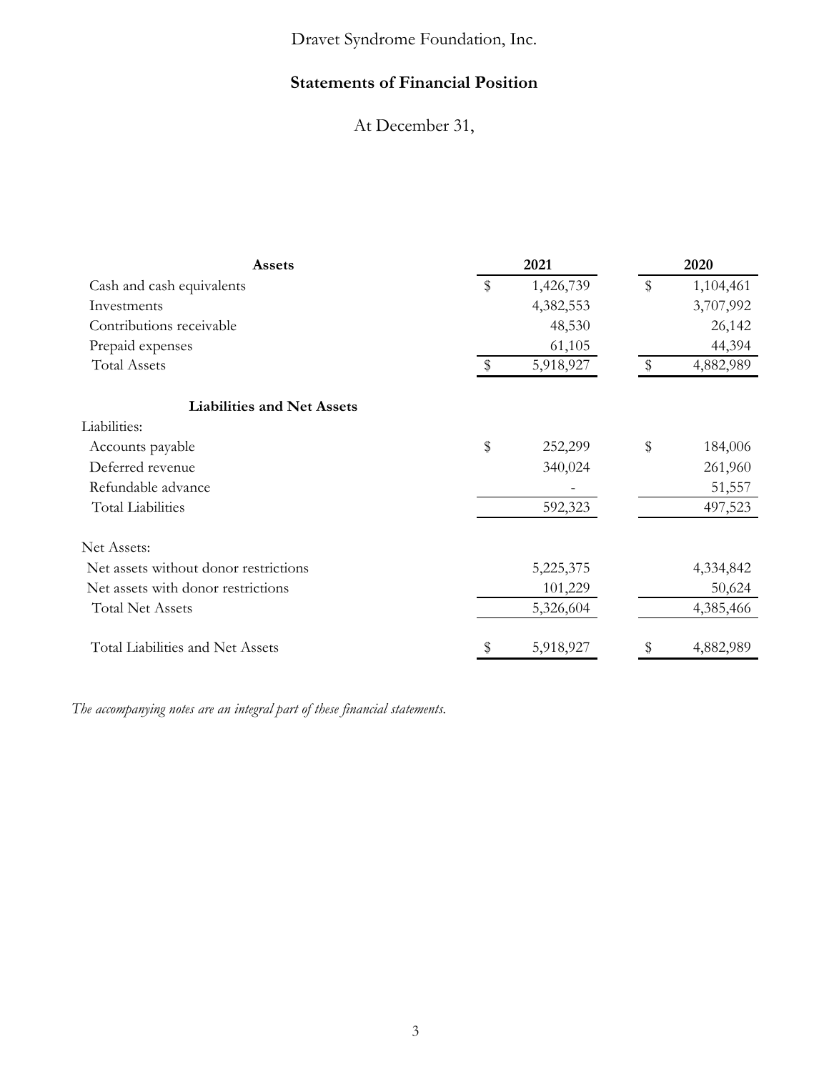Dravet Syndrome Foundation, Inc.

## Statements of Financial Position

At December 31,

| Assets | 2021 | 2020 |
|---|---|---|
| Cash and cash equivalents | $ 1,426,739 | $ 1,104,461 |
| Investments | 4,382,553 | 3,707,992 |
| Contributions receivable | 48,530 | 26,142 |
| Prepaid expenses | 61,105 | 44,394 |
| Total Assets | $ 5,918,927 | $ 4,882,989 |
| **Liabilities and Net Assets** | | |
| Liabilities: | | |
| Accounts payable | $ 252,299 | $ 184,006 |
| Deferred revenue | 340,024 | 261,960 |
| Refundable advance | - | 51,557 |
| Total Liabilities | 592,323 | 497,523 |
| Net Assets: | | |
| Net assets without donor restrictions | 5,225,375 | 4,334,842 |
| Net assets with donor restrictions | 101,229 | 50,624 |
| Total Net Assets | 5,326,604 | 4,385,466 |
| Total Liabilities and Net Assets | $ 5,918,927 | $ 4,882,989 |

*The accompanying notes are an integral part of these financial statements.*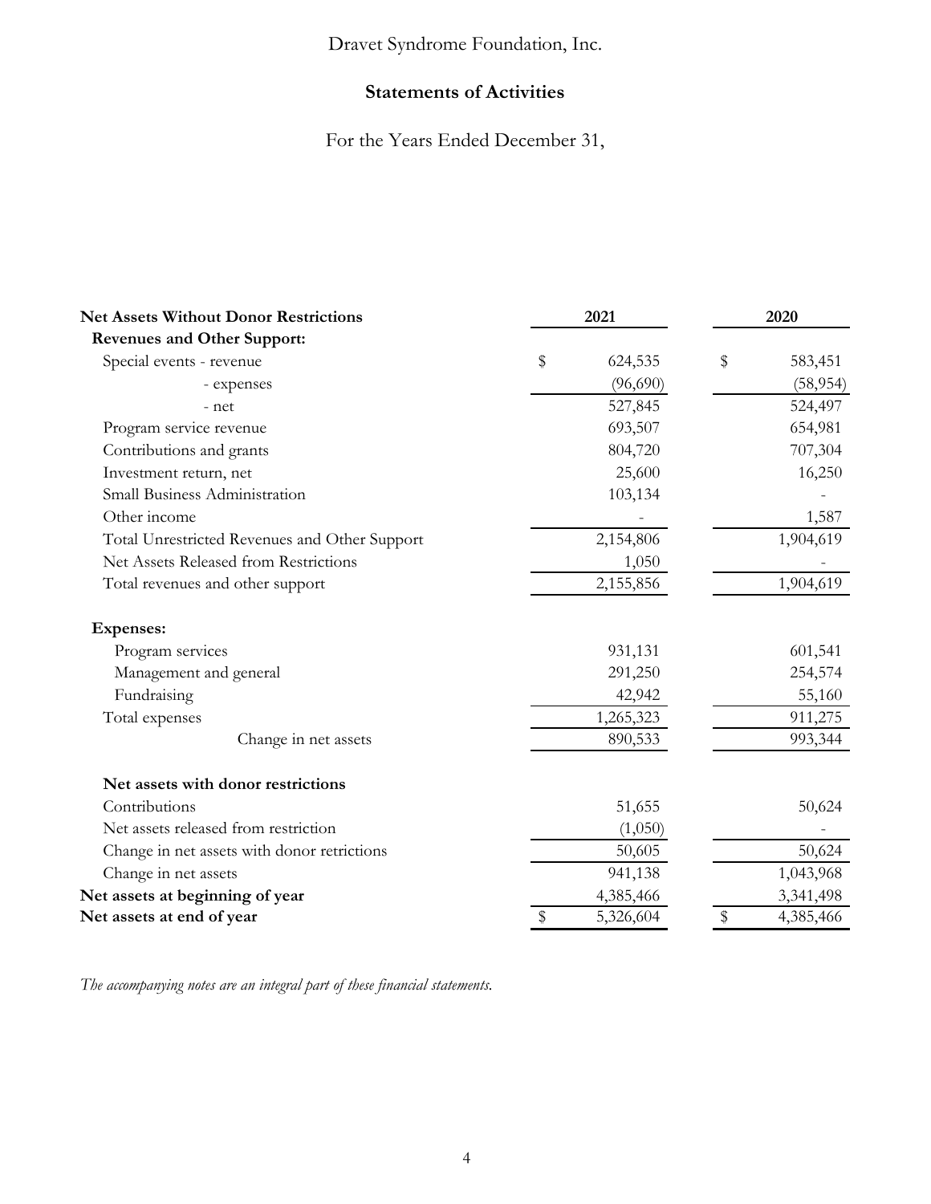Dravet Syndrome Foundation, Inc.

## Statements of Activities

For the Years Ended December 31,

| **Net Assets Without Donor Restrictions** | **2021** | **2020** |
|---|---|---|
| **Revenues and Other Support:** | | |
| Special events - revenue | $ 624,535 | $ 583,451 |
| - expenses | (96,690) | (58,954) |
| - net | 527,845 | 524,497 |
| Program service revenue | 693,507 | 654,981 |
| Contributions and grants | 804,720 | 707,304 |
| Investment return, net | 25,600 | 16,250 |
| Small Business Administration | 103,134 | - |
| Other income | - | 1,587 |
| Total Unrestricted Revenues and Other Support | 2,154,806 | 1,904,619 |
| Net Assets Released from Restrictions | 1,050 | - |
| Total revenues and other support | 2,155,856 | 1,904,619 |
| | | |
| **Expenses:** | | |
| Program services | 931,131 | 601,541 |
| Management and general | 291,250 | 254,574 |
| Fundraising | 42,942 | 55,160 |
| Total expenses | 1,265,323 | 911,275 |
| Change in net assets | 890,533 | 993,344 |
| | | |
| **Net assets with donor restrictions** | | |
| Contributions | 51,655 | 50,624 |
| Net assets released from restriction | (1,050) | - |
| Change in net assets with donor retrictions | 50,605 | 50,624 |
| Change in net assets | 941,138 | 1,043,968 |
| **Net assets at beginning of year** | 4,385,466 | 3,341,498 |
| **Net assets at end of year** | $ 5,326,604 | $ 4,385,466 |

*The accompanying notes are an integral part of these financial statements.*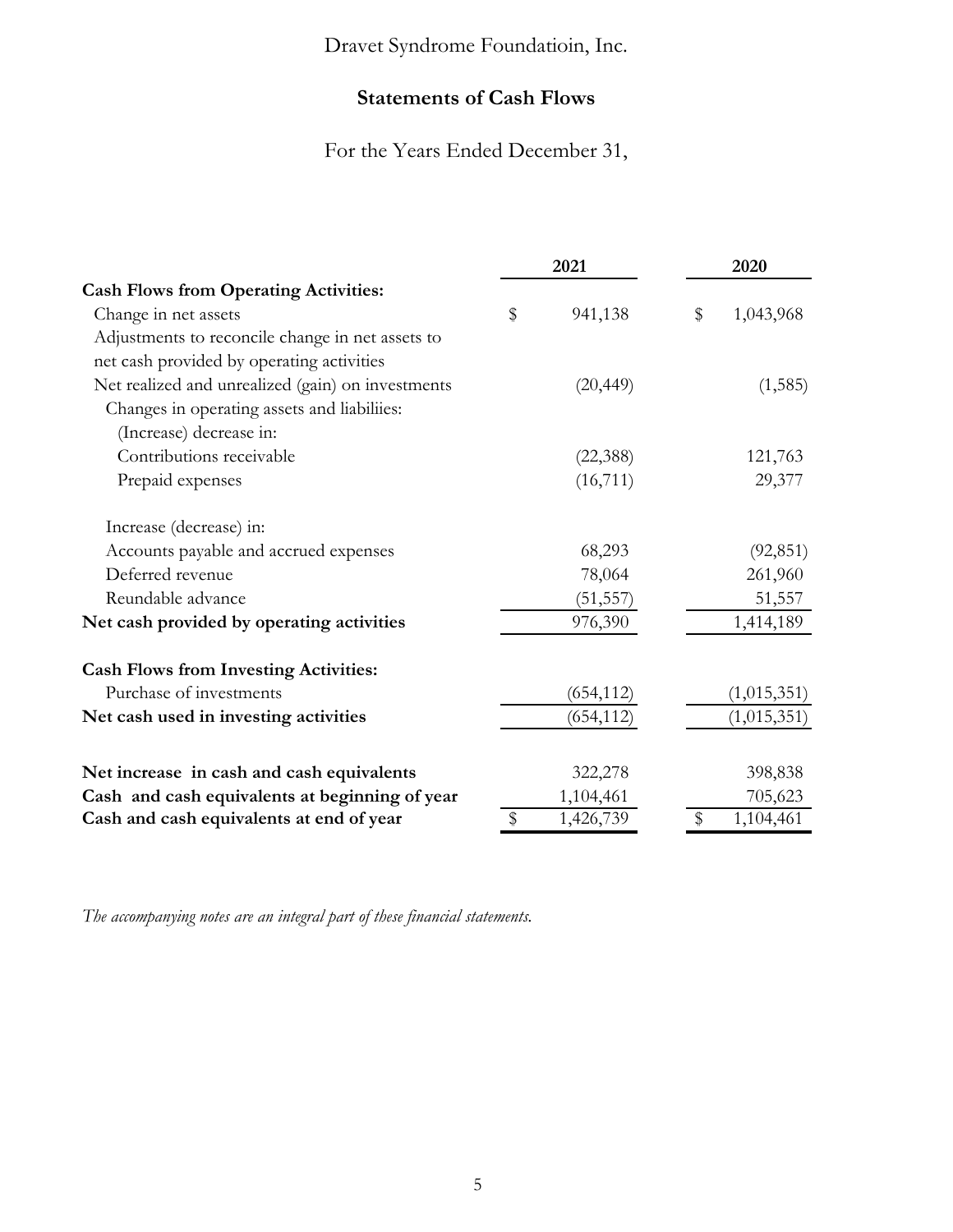Dravet Syndrome Foundatioin, Inc.

## Statements of Cash Flows

For the Years Ended December 31,

| | 2021 | 2020 |
|---|---|---|
| **Cash Flows from Operating Activities:** | | |
| Change in net assets | $ 941,138 | $ 1,043,968 |
| Adjustments to reconcile change in net assets to net cash provided by operating activities | | |
| Net realized and unrealized (gain) on investments | (20,449) | (1,585) |
| Changes in operating assets and liabiliies: | | |
| (Increase) decrease in: | | |
| Contributions receivable | (22,388) | 121,763 |
| Prepaid expenses | (16,711) | 29,377 |
| Increase (decrease) in: | | |
| Accounts payable and accrued expenses | 68,293 | (92,851) |
| Deferred revenue | 78,064 | 261,960 |
| Reundable advance | (51,557) | 51,557 |
| **Net cash provided by operating activities** | 976,390 | 1,414,189 |
| **Cash Flows from Investing Activities:** | | |
| Purchase of investments | (654,112) | (1,015,351) |
| **Net cash used in investing activities** | (654,112) | (1,015,351) |
| **Net increase in cash and cash equivalents** | 322,278 | 398,838 |
| **Cash and cash equivalents at beginning of year** | 1,104,461 | 705,623 |
| **Cash and cash equivalents at end of year** | $ 1,426,739 | $ 1,104,461 |

*The accompanying notes are an integral part of these financial statements.*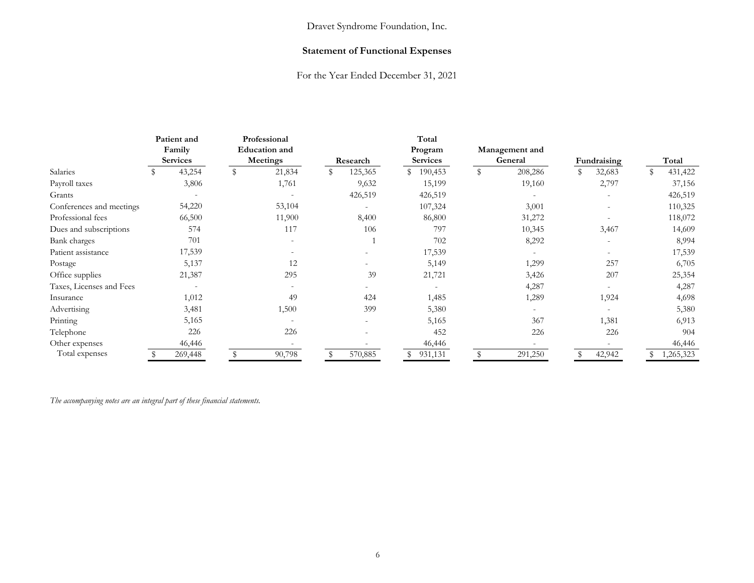Dravet Syndrome Foundation, Inc.

**Statement of Functional Expenses**

For the Year Ended December 31, 2021

| | Patient and Family Services | Professional Education and Meetings | Research | Total Program Services | Management and General | Fundraising | Total |
|---|---|---|---|---|---|---|---|
| Salaries | $ 43,254 | $ 21,834 | $ 125,365 | $ 190,453 | $ 208,286 | $ 32,683 | $ 431,422 |
| Payroll taxes | 3,806 | 1,761 | 9,632 | 15,199 | 19,160 | 2,797 | 37,156 |
| Grants | - | - | 426,519 | 426,519 | - | - | 426,519 |
| Conferences and meetings | 54,220 | 53,104 | - | 107,324 | 3,001 | - | 110,325 |
| Professional fees | 66,500 | 11,900 | 8,400 | 86,800 | 31,272 | - | 118,072 |
| Dues and subscriptions | 574 | 117 | 106 | 797 | 10,345 | 3,467 | 14,609 |
| Bank charges | 701 | - | 1 | 702 | 8,292 | - | 8,994 |
| Patient assistance | 17,539 | - | - | 17,539 | - | - | 17,539 |
| Postage | 5,137 | 12 | - | 5,149 | 1,299 | 257 | 6,705 |
| Office supplies | 21,387 | 295 | 39 | 21,721 | 3,426 | 207 | 25,354 |
| Taxes, Licenses and Fees | - | - | - | - | 4,287 | - | 4,287 |
| Insurance | 1,012 | 49 | 424 | 1,485 | 1,289 | 1,924 | 4,698 |
| Advertising | 3,481 | 1,500 | 399 | 5,380 | - | - | 5,380 |
| Printing | 5,165 | - | - | 5,165 | 367 | 1,381 | 6,913 |
| Telephone | 226 | 226 | - | 452 | 226 | 226 | 904 |
| Other expenses | 46,446 | - | - | 46,446 | - | - | 46,446 |
| Total expenses | $ 269,448 | $ 90,798 | $ 570,885 | $ 931,131 | $ 291,250 | $ 42,942 | $ 1,265,323 |

*The accompanying notes are an integral part of these financial statements.*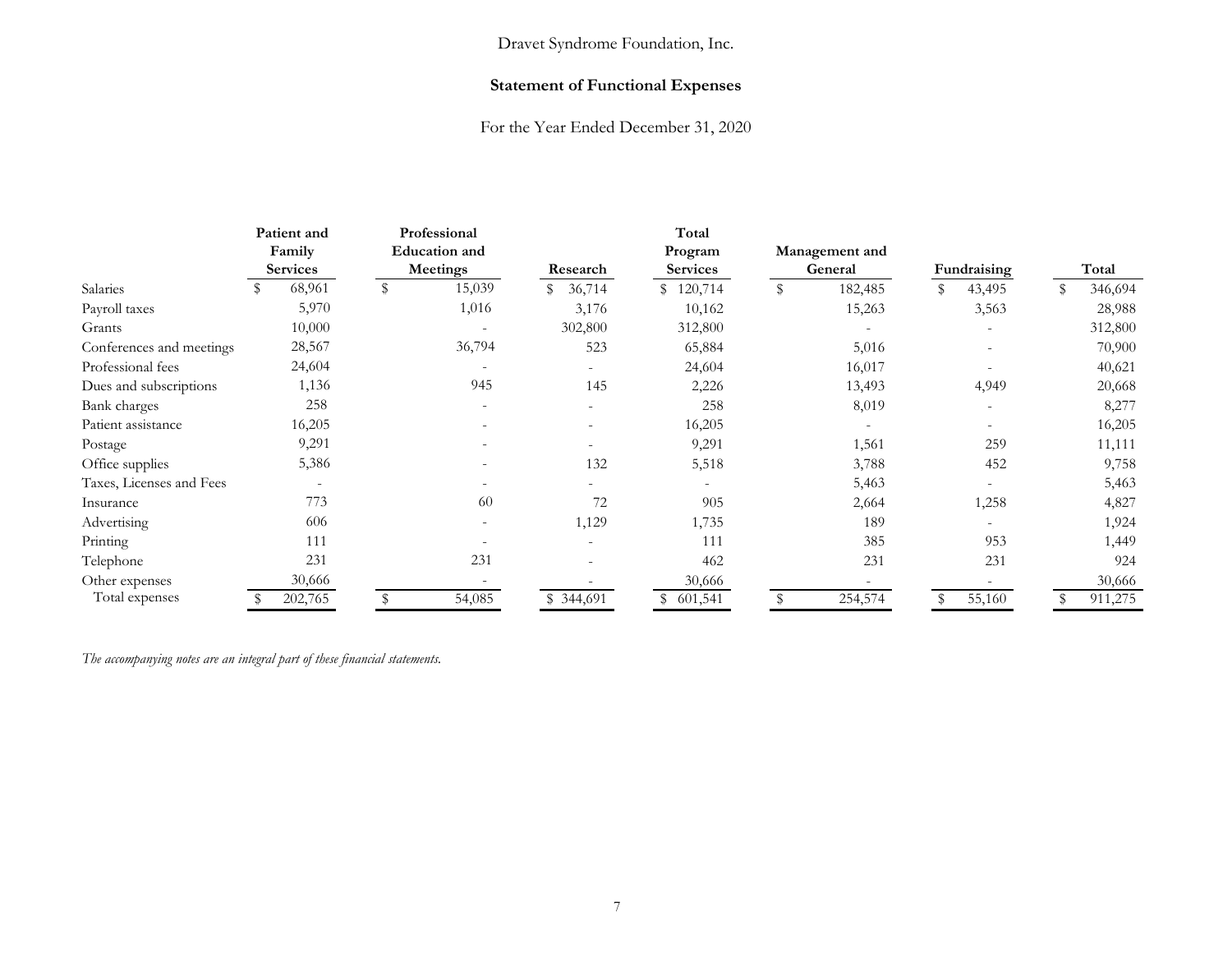Dravet Syndrome Foundation, Inc.

## Statement of Functional Expenses

For the Year Ended December 31, 2020

| | Patient and Family Services | Professional Education and Meetings | Research | Total Program Services | Management and General | Fundraising | Total |
|---|---|---|---|---|---|---|---|
| Salaries | $ 68,961 | $ 15,039 | $ 36,714 | $ 120,714 | $ 182,485 | $ 43,495 | $ 346,694 |
| Payroll taxes | 5,970 | 1,016 | 3,176 | 10,162 | 15,263 | 3,563 | 28,988 |
| Grants | 10,000 | - | 302,800 | 312,800 | - | - | 312,800 |
| Conferences and meetings | 28,567 | 36,794 | 523 | 65,884 | 5,016 | - | 70,900 |
| Professional fees | 24,604 | - | - | 24,604 | 16,017 | - | 40,621 |
| Dues and subscriptions | 1,136 | 945 | 145 | 2,226 | 13,493 | 4,949 | 20,668 |
| Bank charges | 258 | - | - | 258 | 8,019 | - | 8,277 |
| Patient assistance | 16,205 | - | - | 16,205 | - | - | 16,205 |
| Postage | 9,291 | - | - | 9,291 | 1,561 | 259 | 11,111 |
| Office supplies | 5,386 | - | 132 | 5,518 | 3,788 | 452 | 9,758 |
| Taxes, Licenses and Fees | - | - | - | - | 5,463 | - | 5,463 |
| Insurance | 773 | 60 | 72 | 905 | 2,664 | 1,258 | 4,827 |
| Advertising | 606 | - | 1,129 | 1,735 | 189 | - | 1,924 |
| Printing | 111 | - | - | 111 | 385 | 953 | 1,449 |
| Telephone | 231 | 231 | - | 462 | 231 | 231 | 924 |
| Other expenses | 30,666 | - | - | 30,666 | - | - | 30,666 |
| Total expenses | $ 202,765 | $ 54,085 | $ 344,691 | $ 601,541 | $ 254,574 | $ 55,160 | $ 911,275 |

*The accompanying notes are an integral part of these financial statements.*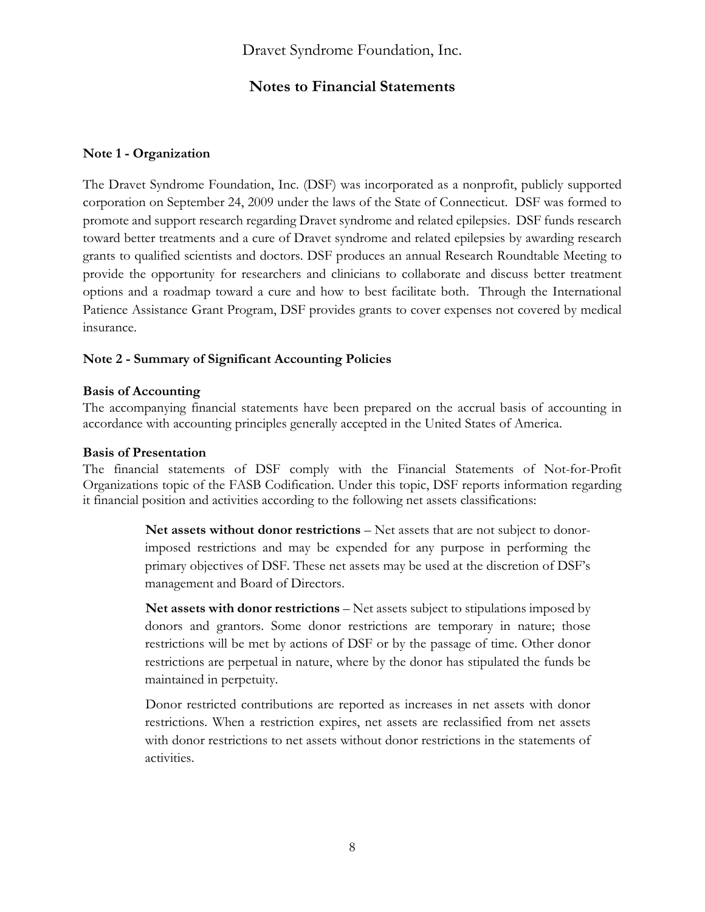# Dravet Syndrome Foundation, Inc.

## Notes to Financial Statements

**Note 1 - Organization**

The Dravet Syndrome Foundation, Inc. (DSF) was incorporated as a nonprofit, publicly supported corporation on September 24, 2009 under the laws of the State of Connecticut. DSF was formed to promote and support research regarding Dravet syndrome and related epilepsies. DSF funds research toward better treatments and a cure of Dravet syndrome and related epilepsies by awarding research grants to qualified scientists and doctors. DSF produces an annual Research Roundtable Meeting to provide the opportunity for researchers and clinicians to collaborate and discuss better treatment options and a roadmap toward a cure and how to best facilitate both. Through the International Patience Assistance Grant Program, DSF provides grants to cover expenses not covered by medical insurance.

**Note 2 - Summary of Significant Accounting Policies**

**Basis of Accounting**

The accompanying financial statements have been prepared on the accrual basis of accounting in accordance with accounting principles generally accepted in the United States of America.

**Basis of Presentation**

The financial statements of DSF comply with the Financial Statements of Not-for-Profit Organizations topic of the FASB Codification. Under this topic, DSF reports information regarding it financial position and activities according to the following net assets classifications:

> **Net assets without donor restrictions** – Net assets that are not subject to donor-imposed restrictions and may be expended for any purpose in performing the primary objectives of DSF. These net assets may be used at the discretion of DSF's management and Board of Directors.
>
> **Net assets with donor restrictions** – Net assets subject to stipulations imposed by donors and grantors. Some donor restrictions are temporary in nature; those restrictions will be met by actions of DSF or by the passage of time. Other donor restrictions are perpetual in nature, where by the donor has stipulated the funds be maintained in perpetuity.
>
> Donor restricted contributions are reported as increases in net assets with donor restrictions. When a restriction expires, net assets are reclassified from net assets with donor restrictions to net assets without donor restrictions in the statements of activities.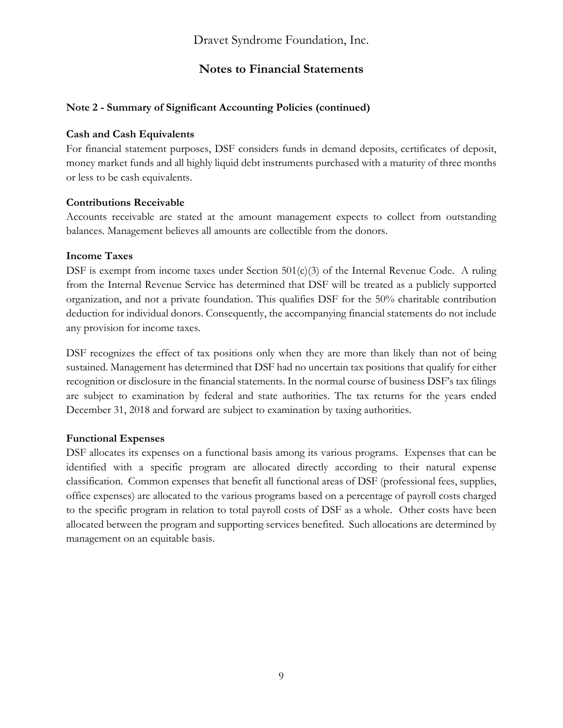# Dravet Syndrome Foundation, Inc.

## Notes to Financial Statements

**Note 2 - Summary of Significant Accounting Policies (continued)**

**Cash and Cash Equivalents**

For financial statement purposes, DSF considers funds in demand deposits, certificates of deposit, money market funds and all highly liquid debt instruments purchased with a maturity of three months or less to be cash equivalents.

**Contributions Receivable**

Accounts receivable are stated at the amount management expects to collect from outstanding balances. Management believes all amounts are collectible from the donors.

**Income Taxes**

DSF is exempt from income taxes under Section 501(c)(3) of the Internal Revenue Code. A ruling from the Internal Revenue Service has determined that DSF will be treated as a publicly supported organization, and not a private foundation. This qualifies DSF for the 50% charitable contribution deduction for individual donors. Consequently, the accompanying financial statements do not include any provision for income taxes.

DSF recognizes the effect of tax positions only when they are more than likely than not of being sustained. Management has determined that DSF had no uncertain tax positions that qualify for either recognition or disclosure in the financial statements. In the normal course of business DSF's tax filings are subject to examination by federal and state authorities. The tax returns for the years ended December 31, 2018 and forward are subject to examination by taxing authorities.

**Functional Expenses**

DSF allocates its expenses on a functional basis among its various programs. Expenses that can be identified with a specific program are allocated directly according to their natural expense classification. Common expenses that benefit all functional areas of DSF (professional fees, supplies, office expenses) are allocated to the various programs based on a percentage of payroll costs charged to the specific program in relation to total payroll costs of DSF as a whole. Other costs have been allocated between the program and supporting services benefited. Such allocations are determined by management on an equitable basis.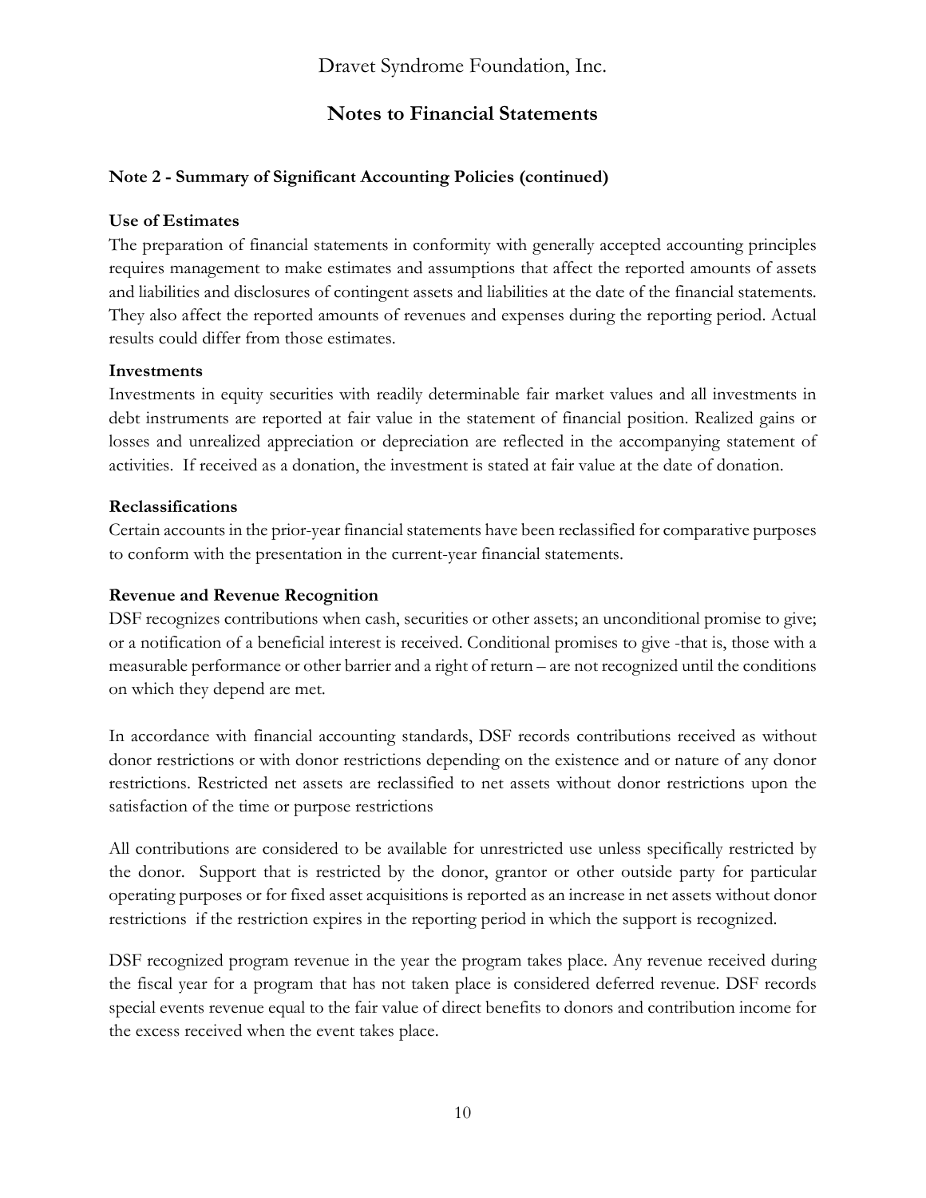# Dravet Syndrome Foundation, Inc.

## Notes to Financial Statements

### Note 2 - Summary of Significant Accounting Policies (continued)

**Use of Estimates**

The preparation of financial statements in conformity with generally accepted accounting principles requires management to make estimates and assumptions that affect the reported amounts of assets and liabilities and disclosures of contingent assets and liabilities at the date of the financial statements. They also affect the reported amounts of revenues and expenses during the reporting period. Actual results could differ from those estimates.

**Investments**

Investments in equity securities with readily determinable fair market values and all investments in debt instruments are reported at fair value in the statement of financial position. Realized gains or losses and unrealized appreciation or depreciation are reflected in the accompanying statement of activities. If received as a donation, the investment is stated at fair value at the date of donation.

**Reclassifications**

Certain accounts in the prior-year financial statements have been reclassified for comparative purposes to conform with the presentation in the current-year financial statements.

**Revenue and Revenue Recognition**

DSF recognizes contributions when cash, securities or other assets; an unconditional promise to give; or a notification of a beneficial interest is received. Conditional promises to give -that is, those with a measurable performance or other barrier and a right of return – are not recognized until the conditions on which they depend are met.

In accordance with financial accounting standards, DSF records contributions received as without donor restrictions or with donor restrictions depending on the existence and or nature of any donor restrictions. Restricted net assets are reclassified to net assets without donor restrictions upon the satisfaction of the time or purpose restrictions

All contributions are considered to be available for unrestricted use unless specifically restricted by the donor. Support that is restricted by the donor, grantor or other outside party for particular operating purposes or for fixed asset acquisitions is reported as an increase in net assets without donor restrictions if the restriction expires in the reporting period in which the support is recognized.

DSF recognized program revenue in the year the program takes place. Any revenue received during the fiscal year for a program that has not taken place is considered deferred revenue. DSF records special events revenue equal to the fair value of direct benefits to donors and contribution income for the excess received when the event takes place.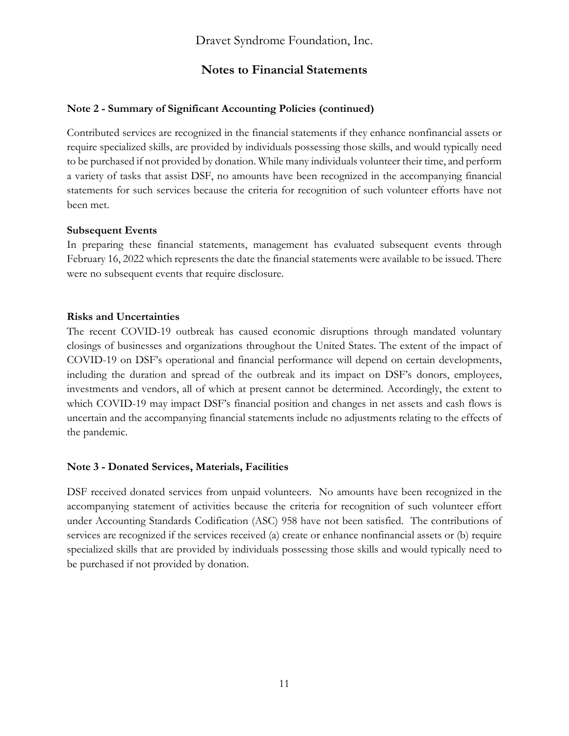# Dravet Syndrome Foundation, Inc.

## Notes to Financial Statements

### Note 2 - Summary of Significant Accounting Policies (continued)

Contributed services are recognized in the financial statements if they enhance nonfinancial assets or require specialized skills, are provided by individuals possessing those skills, and would typically need to be purchased if not provided by donation. While many individuals volunteer their time, and perform a variety of tasks that assist DSF, no amounts have been recognized in the accompanying financial statements for such services because the criteria for recognition of such volunteer efforts have not been met.

**Subsequent Events**

In preparing these financial statements, management has evaluated subsequent events through February 16, 2022 which represents the date the financial statements were available to be issued. There were no subsequent events that require disclosure.

**Risks and Uncertainties**

The recent COVID-19 outbreak has caused economic disruptions through mandated voluntary closings of businesses and organizations throughout the United States. The extent of the impact of COVID-19 on DSF's operational and financial performance will depend on certain developments, including the duration and spread of the outbreak and its impact on DSF's donors, employees, investments and vendors, all of which at present cannot be determined. Accordingly, the extent to which COVID-19 may impact DSF's financial position and changes in net assets and cash flows is uncertain and the accompanying financial statements include no adjustments relating to the effects of the pandemic.

### Note 3 - Donated Services, Materials, Facilities

DSF received donated services from unpaid volunteers. No amounts have been recognized in the accompanying statement of activities because the criteria for recognition of such volunteer effort under Accounting Standards Codification (ASC) 958 have not been satisfied. The contributions of services are recognized if the services received (a) create or enhance nonfinancial assets or (b) require specialized skills that are provided by individuals possessing those skills and would typically need to be purchased if not provided by donation.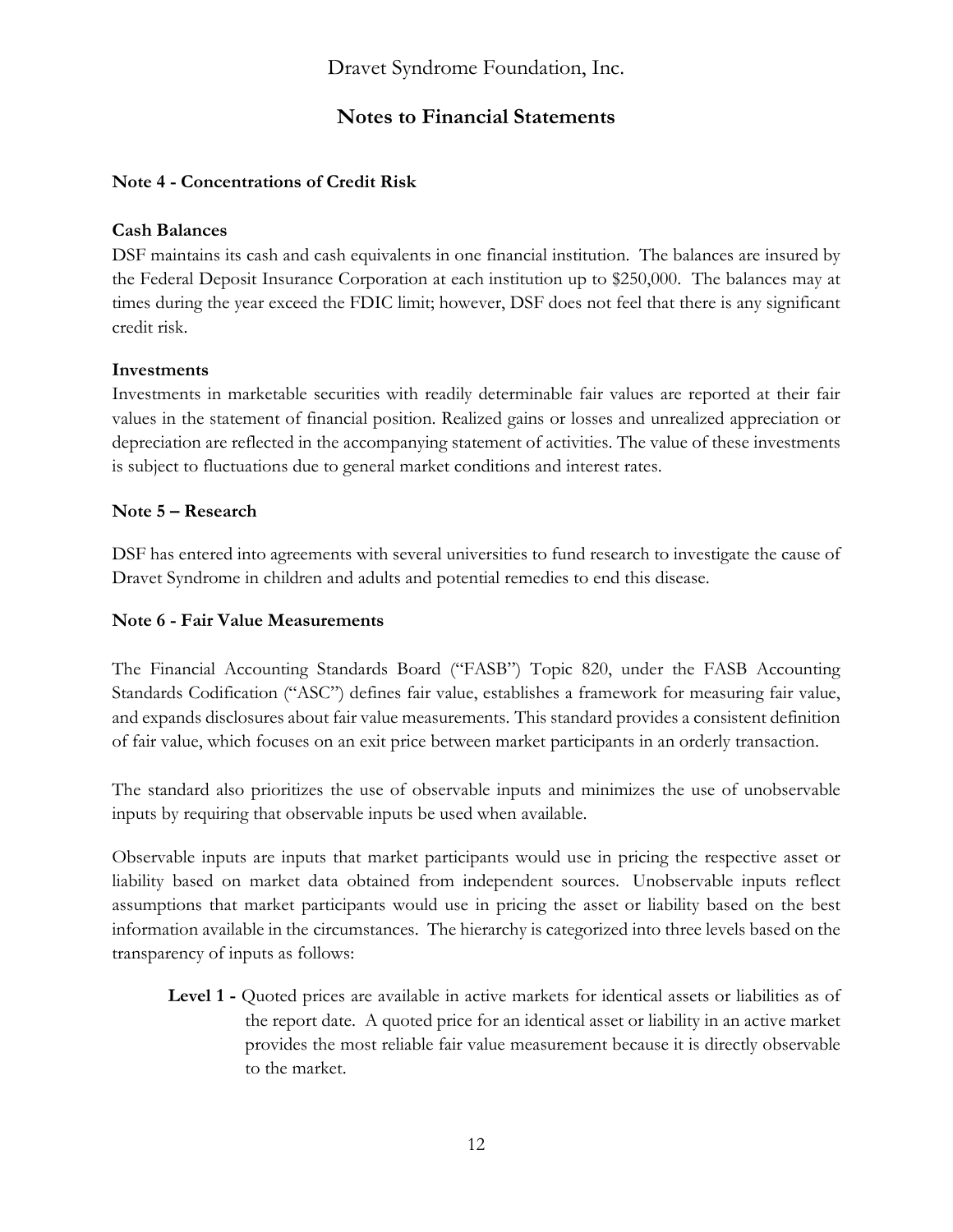## Notes to Financial Statements

### Note 4 - Concentrations of Credit Risk

**Cash Balances**

DSF maintains its cash and cash equivalents in one financial institution. The balances are insured by the Federal Deposit Insurance Corporation at each institution up to $250,000. The balances may at times during the year exceed the FDIC limit; however, DSF does not feel that there is any significant credit risk.

**Investments**

Investments in marketable securities with readily determinable fair values are reported at their fair values in the statement of financial position. Realized gains or losses and unrealized appreciation or depreciation are reflected in the accompanying statement of activities. The value of these investments is subject to fluctuations due to general market conditions and interest rates.

### Note 5 – Research

DSF has entered into agreements with several universities to fund research to investigate the cause of Dravet Syndrome in children and adults and potential remedies to end this disease.

### Note 6 - Fair Value Measurements

The Financial Accounting Standards Board ("FASB") Topic 820, under the FASB Accounting Standards Codification ("ASC") defines fair value, establishes a framework for measuring fair value, and expands disclosures about fair value measurements. This standard provides a consistent definition of fair value, which focuses on an exit price between market participants in an orderly transaction.

The standard also prioritizes the use of observable inputs and minimizes the use of unobservable inputs by requiring that observable inputs be used when available.

Observable inputs are inputs that market participants would use in pricing the respective asset or liability based on market data obtained from independent sources. Unobservable inputs reflect assumptions that market participants would use in pricing the asset or liability based on the best information available in the circumstances. The hierarchy is categorized into three levels based on the transparency of inputs as follows:

**Level 1 -** Quoted prices are available in active markets for identical assets or liabilities as of the report date. A quoted price for an identical asset or liability in an active market provides the most reliable fair value measurement because it is directly observable to the market.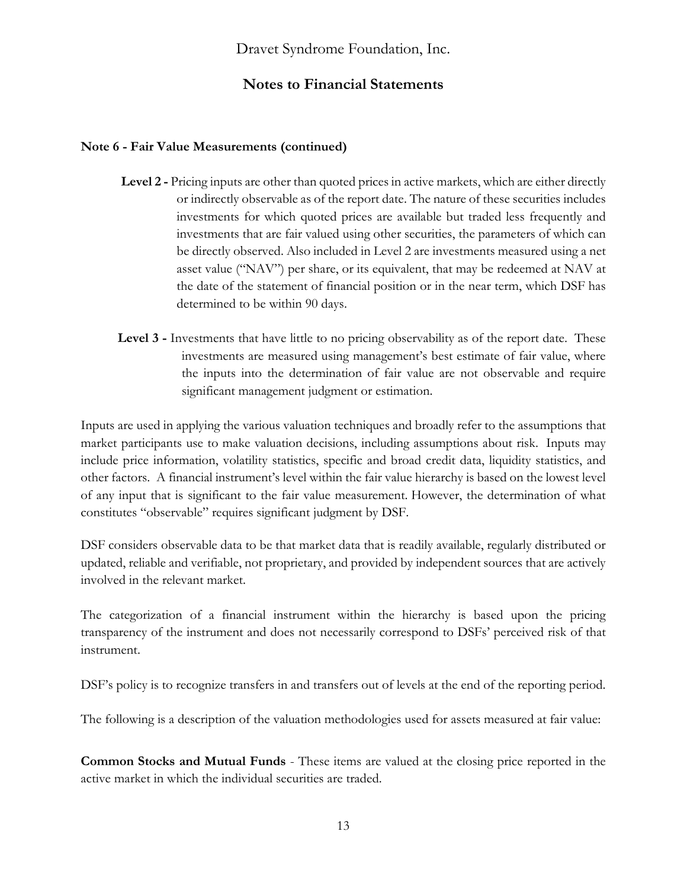**Note 6 - Fair Value Measurements (continued)**

**Level 2 -** Pricing inputs are other than quoted prices in active markets, which are either directly or indirectly observable as of the report date. The nature of these securities includes investments for which quoted prices are available but traded less frequently and investments that are fair valued using other securities, the parameters of which can be directly observed. Also included in Level 2 are investments measured using a net asset value ("NAV") per share, or its equivalent, that may be redeemed at NAV at the date of the statement of financial position or in the near term, which DSF has determined to be within 90 days.

**Level 3 -** Investments that have little to no pricing observability as of the report date. These investments are measured using management's best estimate of fair value, where the inputs into the determination of fair value are not observable and require significant management judgment or estimation.

Inputs are used in applying the various valuation techniques and broadly refer to the assumptions that market participants use to make valuation decisions, including assumptions about risk. Inputs may include price information, volatility statistics, specific and broad credit data, liquidity statistics, and other factors. A financial instrument's level within the fair value hierarchy is based on the lowest level of any input that is significant to the fair value measurement. However, the determination of what constitutes "observable" requires significant judgment by DSF.

DSF considers observable data to be that market data that is readily available, regularly distributed or updated, reliable and verifiable, not proprietary, and provided by independent sources that are actively involved in the relevant market.

The categorization of a financial instrument within the hierarchy is based upon the pricing transparency of the instrument and does not necessarily correspond to DSFs' perceived risk of that instrument.

DSF's policy is to recognize transfers in and transfers out of levels at the end of the reporting period.

The following is a description of the valuation methodologies used for assets measured at fair value:

**Common Stocks and Mutual Funds** - These items are valued at the closing price reported in the active market in which the individual securities are traded.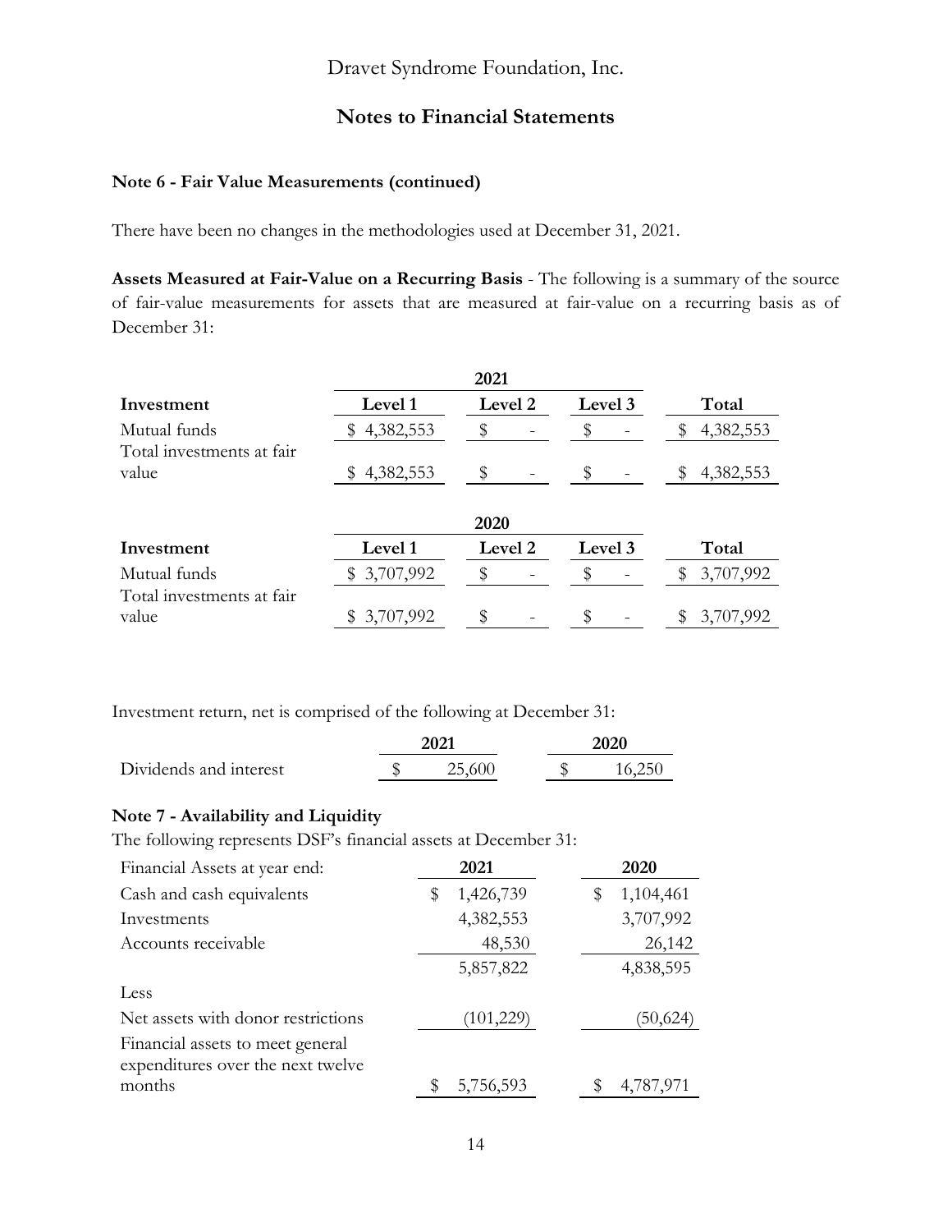Dravet Syndrome Foundation, Inc.

## Notes to Financial Statements

### Note 6 - Fair Value Measurements (continued)

There have been no changes in the methodologies used at December 31, 2021.

**Assets Measured at Fair-Value on a Recurring Basis** - The following is a summary of the source of fair-value measurements for assets that are measured at fair-value on a recurring basis as of December 31:

| | 2021 | | | |
|---|---|---|---|---|
| **Investment** | **Level 1** | **Level 2** | **Level 3** | **Total** |
| Mutual funds | $ 4,382,553 | $ - | $ - | $ 4,382,553 |
| Total investments at fair value | $ 4,382,553 | $ - | $ - | $ 4,382,553 |

| | 2020 | | | |
|---|---|---|---|---|
| **Investment** | **Level 1** | **Level 2** | **Level 3** | **Total** |
| Mutual funds | $ 3,707,992 | $ - | $ - | $ 3,707,992 |
| Total investments at fair value | $ 3,707,992 | $ - | $ - | $ 3,707,992 |

Investment return, net is comprised of the following at December 31:

| | 2021 | 2020 |
|---|---|---|
| Dividends and interest | $ 25,600 | $ 16,250 |

### Note 7 - Availability and Liquidity

The following represents DSF's financial assets at December 31:

| Financial Assets at year end: | 2021 | 2020 |
|---|---|---|
| Cash and cash equivalents | $ 1,426,739 | $ 1,104,461 |
| Investments | 4,382,553 | 3,707,992 |
| Accounts receivable | 48,530 | 26,142 |
| | 5,857,822 | 4,838,595 |
| Less | | |
| Net assets with donor restrictions | (101,229) | (50,624) |
| Financial assets to meet general expenditures over the next twelve months | $ 5,756,593 | $ 4,787,971 |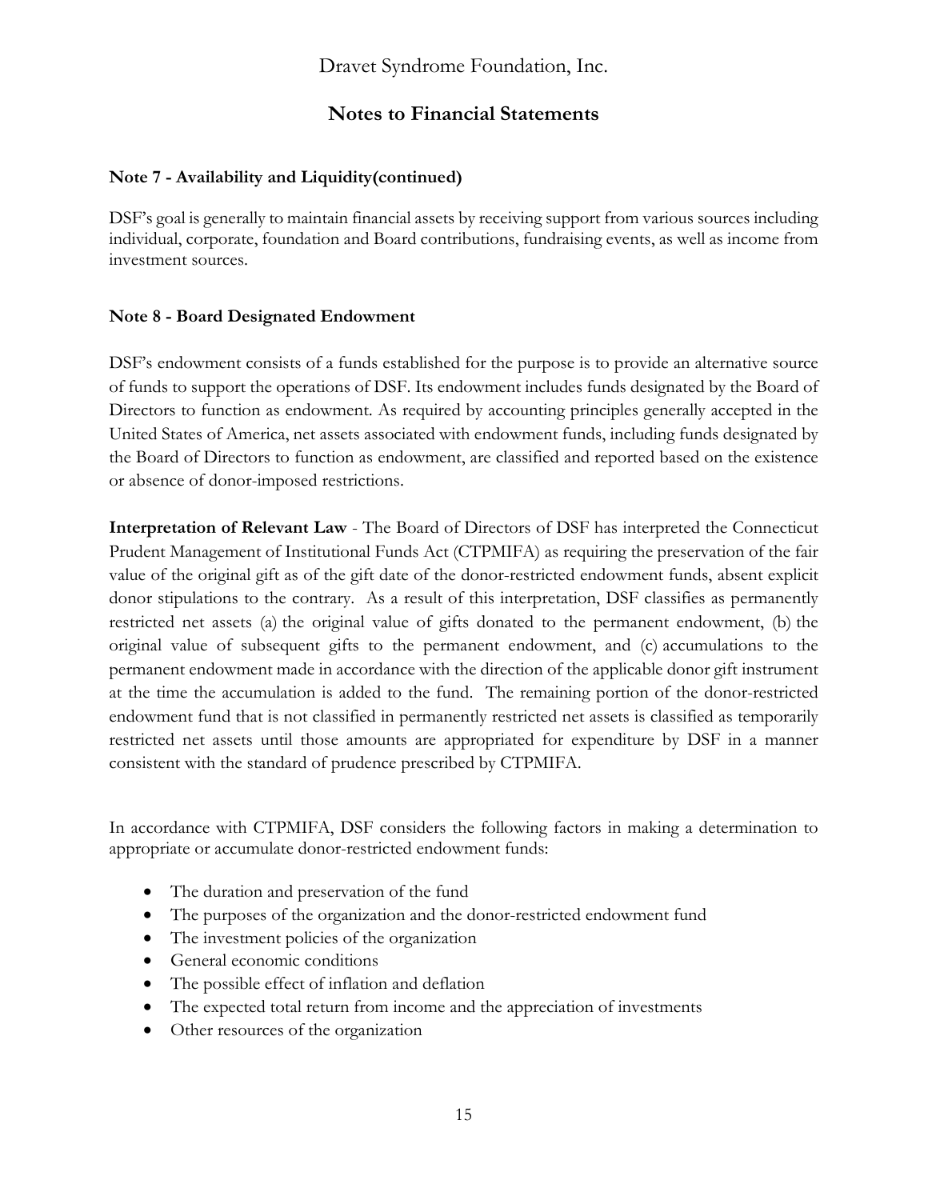**Note 7 - Availability and Liquidity(continued)**

DSF's goal is generally to maintain financial assets by receiving support from various sources including individual, corporate, foundation and Board contributions, fundraising events, as well as income from investment sources.

**Note 8 - Board Designated Endowment**

DSF's endowment consists of a funds established for the purpose is to provide an alternative source of funds to support the operations of DSF. Its endowment includes funds designated by the Board of Directors to function as endowment. As required by accounting principles generally accepted in the United States of America, net assets associated with endowment funds, including funds designated by the Board of Directors to function as endowment, are classified and reported based on the existence or absence of donor-imposed restrictions.

**Interpretation of Relevant Law** - The Board of Directors of DSF has interpreted the Connecticut Prudent Management of Institutional Funds Act (CTPMIFA) as requiring the preservation of the fair value of the original gift as of the gift date of the donor-restricted endowment funds, absent explicit donor stipulations to the contrary. As a result of this interpretation, DSF classifies as permanently restricted net assets (a) the original value of gifts donated to the permanent endowment, (b) the original value of subsequent gifts to the permanent endowment, and (c) accumulations to the permanent endowment made in accordance with the direction of the applicable donor gift instrument at the time the accumulation is added to the fund. The remaining portion of the donor-restricted endowment fund that is not classified in permanently restricted net assets is classified as temporarily restricted net assets until those amounts are appropriated for expenditure by DSF in a manner consistent with the standard of prudence prescribed by CTPMIFA.

In accordance with CTPMIFA, DSF considers the following factors in making a determination to appropriate or accumulate donor-restricted endowment funds:

- The duration and preservation of the fund
- The purposes of the organization and the donor-restricted endowment fund
- The investment policies of the organization
- General economic conditions
- The possible effect of inflation and deflation
- The expected total return from income and the appreciation of investments
- Other resources of the organization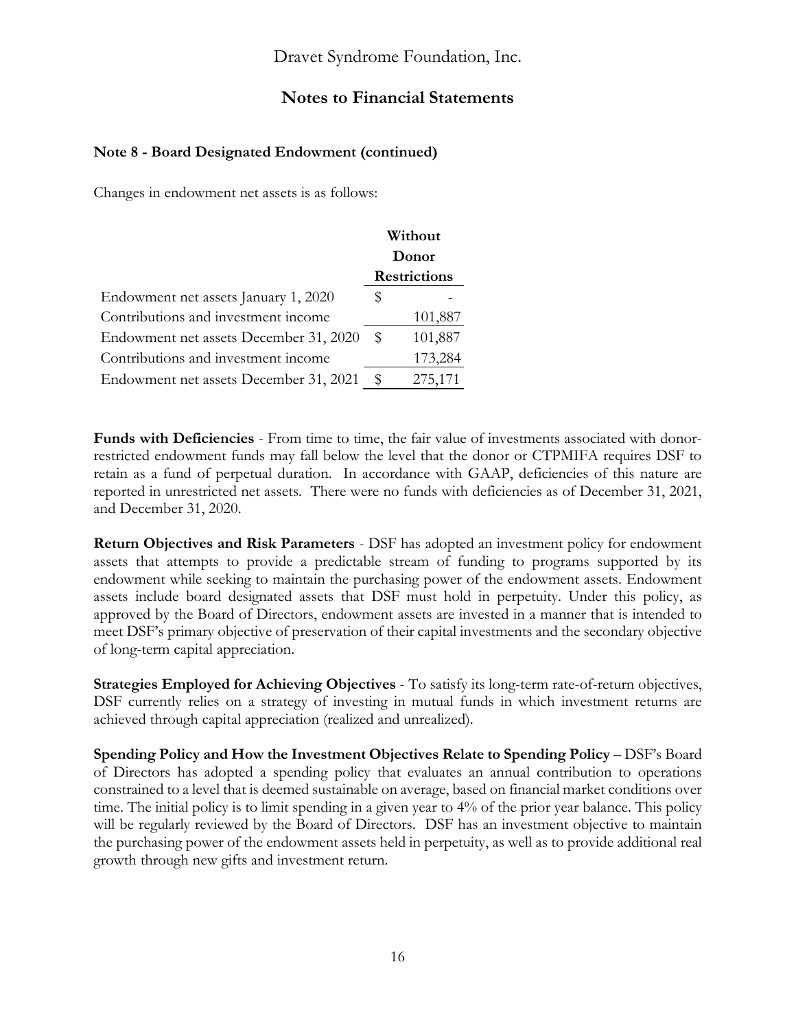## Note 8 - Board Designated Endowment (continued)

Changes in endowment net assets is as follows:

| | Without Donor Restrictions |
|---|---|
| Endowment net assets January 1, 2020 | $ - |
| Contributions and investment income | 101,887 |
| Endowment net assets December 31, 2020 | $ 101,887 |
| Contributions and investment income | 173,284 |
| Endowment net assets December 31, 2021 | $ 275,171 |

**Funds with Deficiencies** - From time to time, the fair value of investments associated with donor-restricted endowment funds may fall below the level that the donor or CTPMIFA requires DSF to retain as a fund of perpetual duration. In accordance with GAAP, deficiencies of this nature are reported in unrestricted net assets. There were no funds with deficiencies as of December 31, 2021, and December 31, 2020.

**Return Objectives and Risk Parameters** - DSF has adopted an investment policy for endowment assets that attempts to provide a predictable stream of funding to programs supported by its endowment while seeking to maintain the purchasing power of the endowment assets. Endowment assets include board designated assets that DSF must hold in perpetuity. Under this policy, as approved by the Board of Directors, endowment assets are invested in a manner that is intended to meet DSF's primary objective of preservation of their capital investments and the secondary objective of long-term capital appreciation.

**Strategies Employed for Achieving Objectives** - To satisfy its long-term rate-of-return objectives, DSF currently relies on a strategy of investing in mutual funds in which investment returns are achieved through capital appreciation (realized and unrealized).

**Spending Policy and How the Investment Objectives Relate to Spending Policy** – DSF's Board of Directors has adopted a spending policy that evaluates an annual contribution to operations constrained to a level that is deemed sustainable on average, based on financial market conditions over time. The initial policy is to limit spending in a given year to 4% of the prior year balance. This policy will be regularly reviewed by the Board of Directors. DSF has an investment objective to maintain the purchasing power of the endowment assets held in perpetuity, as well as to provide additional real growth through new gifts and investment return.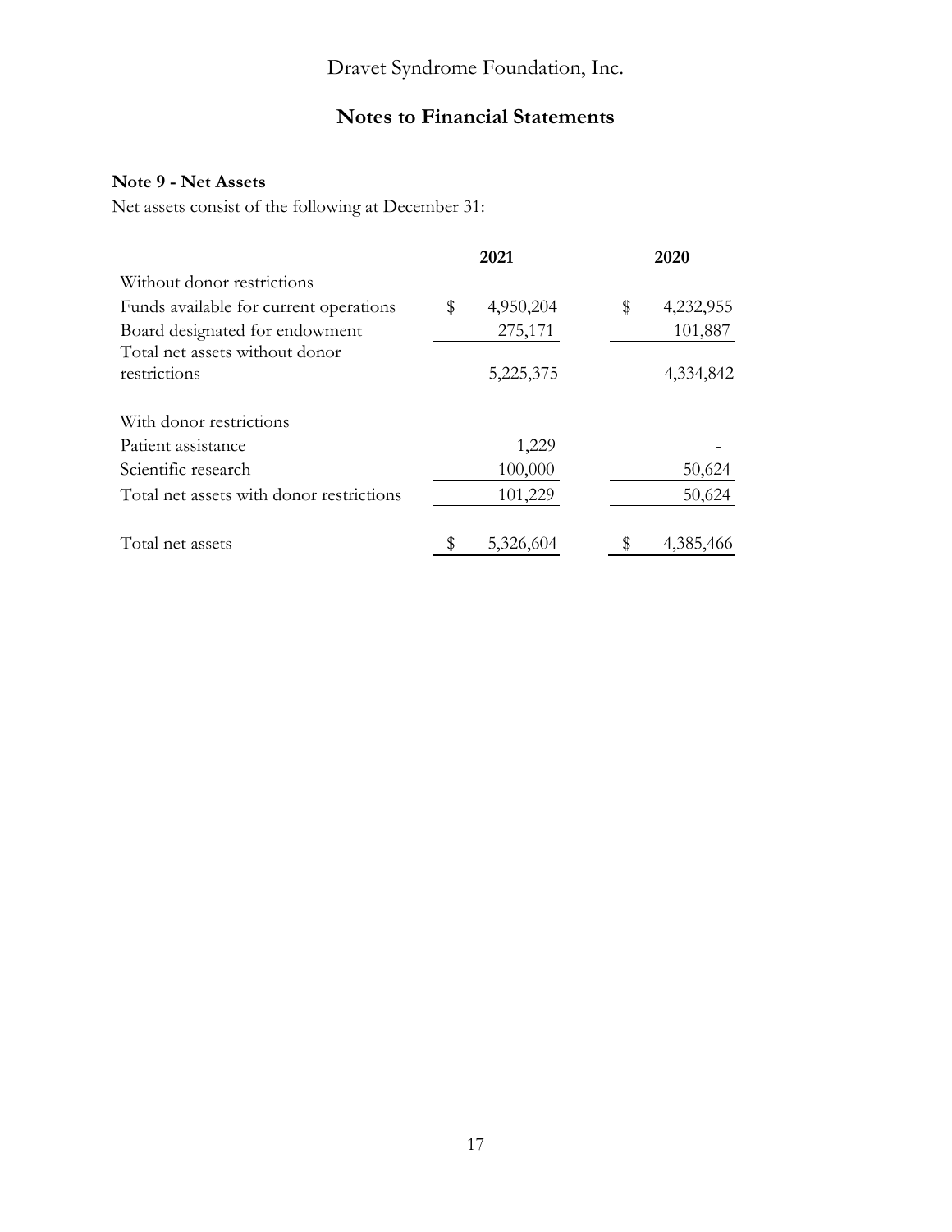Dravet Syndrome Foundation, Inc.

## Notes to Financial Statements

**Note 9 - Net Assets**

Net assets consist of the following at December 31:

| | 2021 | 2020 |
|---|---|---|
| Without donor restrictions | | |
| Funds available for current operations | $ 4,950,204 | $ 4,232,955 |
| Board designated for endowment | 275,171 | 101,887 |
| Total net assets without donor restrictions | 5,225,375 | 4,334,842 |
| | | |
| With donor restrictions | | |
| Patient assistance | 1,229 | - |
| Scientific research | 100,000 | 50,624 |
| Total net assets with donor restrictions | 101,229 | 50,624 |
| | | |
| Total net assets | $ 5,326,604 | $ 4,385,466 |